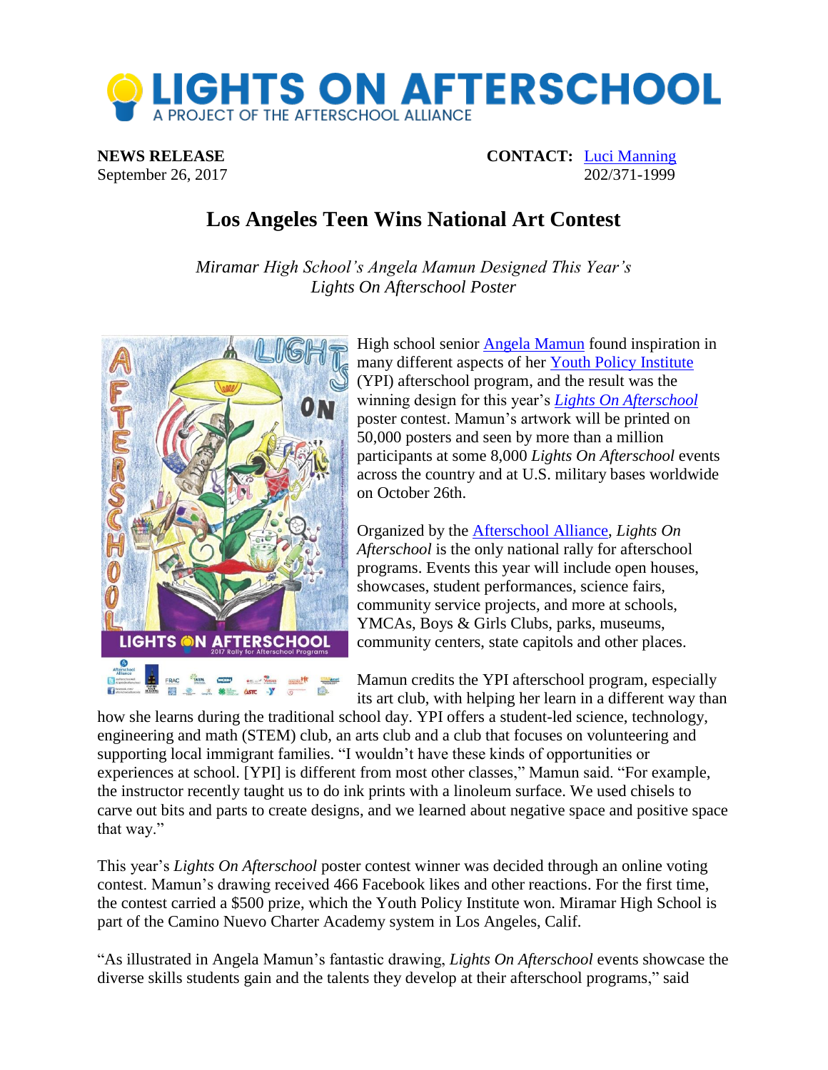# LIGHTS ON AFTERSCHOOL

A PROJECT OF THE AFTERSCHOOL ALLIANCE

**NEWS RELEASE**
September 26, 2017

**CONTACT:** Luci Manning
202/371-1999

## Los Angeles Teen Wins National Art Contest

*Miramar High School's Angela Mamun Designed This Year's Lights On Afterschool Poster*

High school senior Angela Mamun found inspiration in many different aspects of her Youth Policy Institute (YPI) afterschool program, and the result was the winning design for this year's ***Lights On Afterschool*** poster contest. Mamun's artwork will be printed on 50,000 posters and seen by more than a million participants at some 8,000 *Lights On Afterschool* events across the country and at U.S. military bases worldwide on October 26th.

Organized by the Afterschool Alliance, *Lights On Afterschool* is the only national rally for afterschool programs. Events this year will include open houses, showcases, student performances, science fairs, community service projects, and more at schools, YMCAs, Boys & Girls Clubs, parks, museums, community centers, state capitols and other places.

Mamun credits the YPI afterschool program, especially its art club, with helping her learn in a different way than how she learns during the traditional school day. YPI offers a student-led science, technology, engineering and math (STEM) club, an arts club and a club that focuses on volunteering and supporting local immigrant families. "I wouldn't have these kinds of opportunities or experiences at school. [YPI] is different from most other classes," Mamun said. "For example, the instructor recently taught us to do ink prints with a linoleum surface. We used chisels to carve out bits and parts to create designs, and we learned about negative space and positive space that way."

This year's *Lights On Afterschool* poster contest winner was decided through an online voting contest. Mamun's drawing received 466 Facebook likes and other reactions. For the first time, the contest carried a $500 prize, which the Youth Policy Institute won. Miramar High School is part of the Camino Nuevo Charter Academy system in Los Angeles, Calif.

"As illustrated in Angela Mamun's fantastic drawing, *Lights On Afterschool* events showcase the diverse skills students gain and the talents they develop at their afterschool programs," said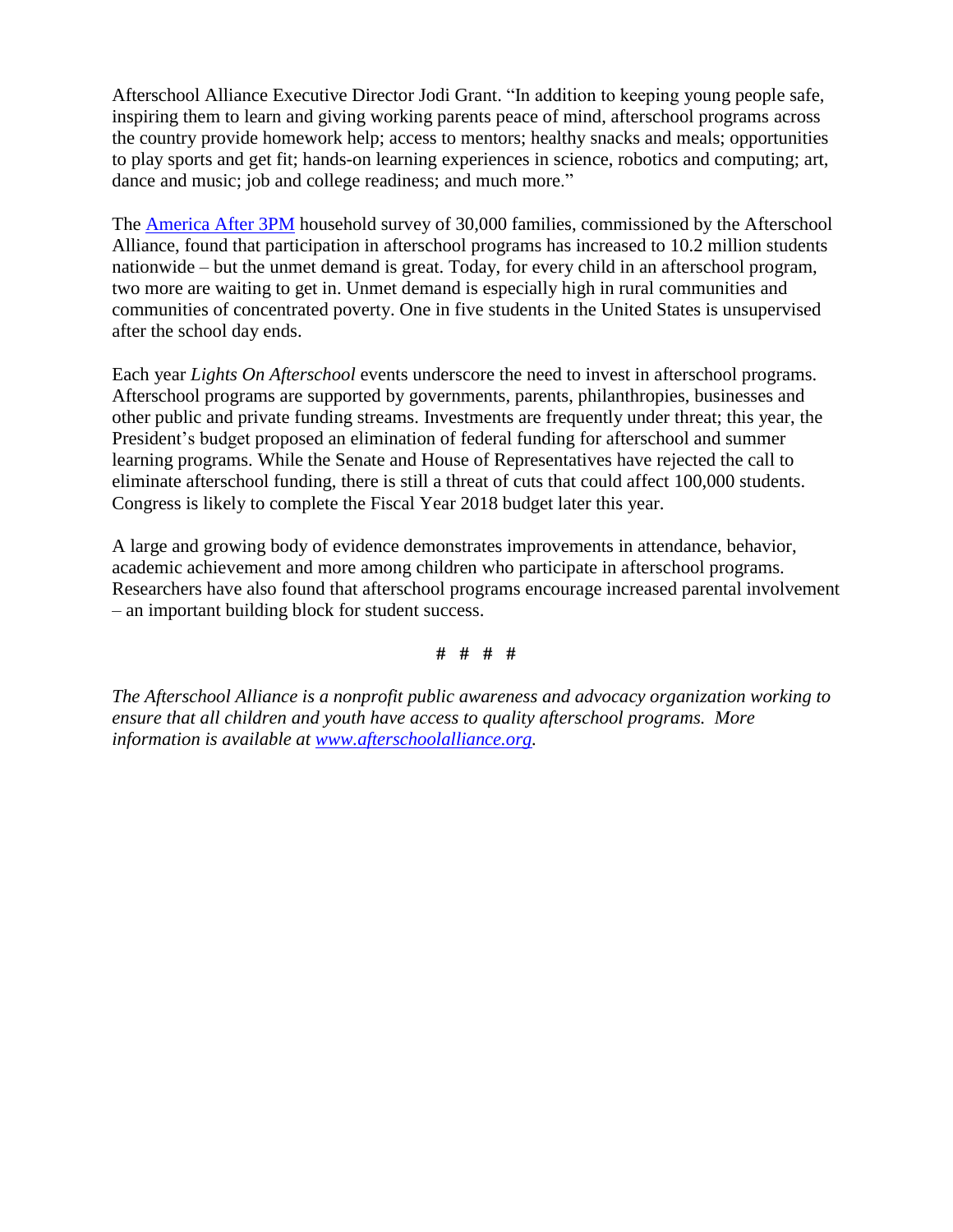Afterschool Alliance Executive Director Jodi Grant. "In addition to keeping young people safe, inspiring them to learn and giving working parents peace of mind, afterschool programs across the country provide homework help; access to mentors; healthy snacks and meals; opportunities to play sports and get fit; hands-on learning experiences in science, robotics and computing; art, dance and music; job and college readiness; and much more."

The [America After 3PM](#) household survey of 30,000 families, commissioned by the Afterschool Alliance, found that participation in afterschool programs has increased to 10.2 million students nationwide – but the unmet demand is great. Today, for every child in an afterschool program, two more are waiting to get in. Unmet demand is especially high in rural communities and communities of concentrated poverty. One in five students in the United States is unsupervised after the school day ends.

Each year *Lights On Afterschool* events underscore the need to invest in afterschool programs. Afterschool programs are supported by governments, parents, philanthropies, businesses and other public and private funding streams. Investments are frequently under threat; this year, the President's budget proposed an elimination of federal funding for afterschool and summer learning programs. While the Senate and House of Representatives have rejected the call to eliminate afterschool funding, there is still a threat of cuts that could affect 100,000 students. Congress is likely to complete the Fiscal Year 2018 budget later this year.

A large and growing body of evidence demonstrates improvements in attendance, behavior, academic achievement and more among children who participate in afterschool programs. Researchers have also found that afterschool programs encourage increased parental involvement – an important building block for student success.

# # # #

*The Afterschool Alliance is a nonprofit public awareness and advocacy organization working to ensure that all children and youth have access to quality afterschool programs. More information is available at [www.afterschoolalliance.org](http://www.afterschoolalliance.org).*